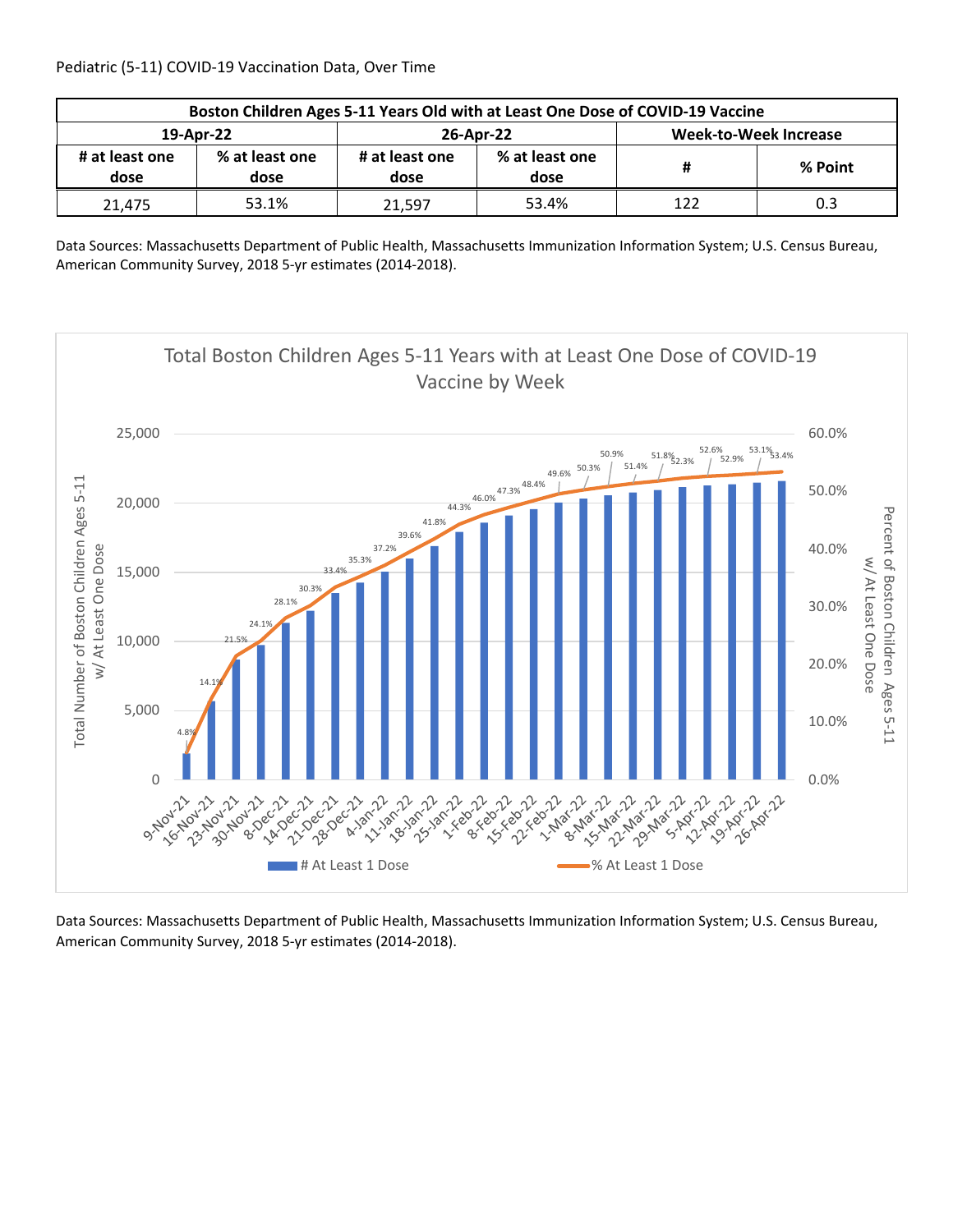Pediatric (5-11) COVID-19 Vaccination Data, Over Time

| Boston Children Ages 5-11 Years Old with at Least One Dose of COVID-19 Vaccine | | | | | |
|---|---|---|---|---|---|
| 19-Apr-22 | | 26-Apr-22 | | Week-to-Week Increase | |
| # at least one dose | % at least one dose | # at least one dose | % at least one dose | # | % Point |
| 21,475 | 53.1% | 21,597 | 53.4% | 122 | 0.3 |

Data Sources: Massachusetts Department of Public Health, Massachusetts Immunization Information System; U.S. Census Bureau, American Community Survey, 2018 5-yr estimates (2014-2018).

Total Boston Children Ages 5-11 Years with at Least One Dose of COVID-19 Vaccine by Week

| Week | % At Least 1 Dose |
|---|---|
| 9-Nov-21 | 4.8% |
| 16-Nov-21 | 14.1% |
| 23-Nov-21 | 21.5% |
| 30-Nov-21 | 24.1% |
| 8-Dec-21 | 28.1% |
| 14-Dec-21 | 30.3% |
| 21-Dec-21 | 33.4% |
| 28-Dec-21 | 35.3% |
| 4-Jan-22 | 37.2% |
| 11-Jan-22 | 39.6% |
| 18-Jan-22 | 41.8% |
| 25-Jan-22 | 44.3% |
| 1-Feb-22 | 46.0% |
| 8-Feb-22 | 47.3% |
| 15-Feb-22 | 48.4% |
| 22-Feb-22 | 49.6% |
| 1-Mar-22 | 50.3% |
| 8-Mar-22 | 50.9% |
| 15-Mar-22 | 51.4% |
| 22-Mar-22 | 51.8% |
| 29-Mar-22 | 52.3% |
| 5-Apr-22 | 52.6% |
| 12-Apr-22 | 52.9% |
| 19-Apr-22 | 53.1% |
| 26-Apr-22 | 53.4% |

Data Sources: Massachusetts Department of Public Health, Massachusetts Immunization Information System; U.S. Census Bureau, American Community Survey, 2018 5-yr estimates (2014-2018).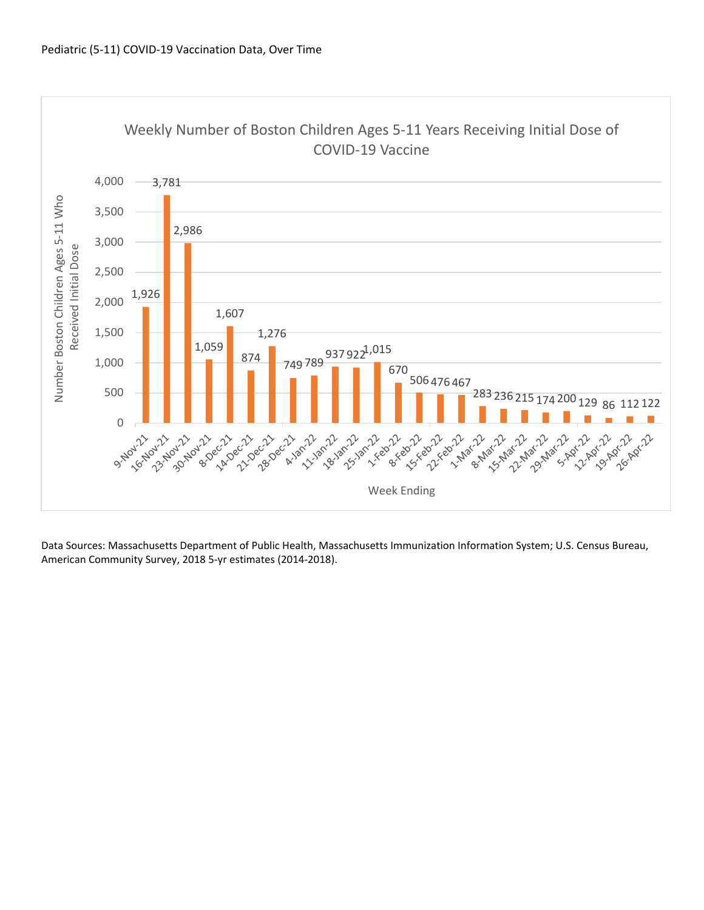Pediatric (5-11) COVID-19 Vaccination Data, Over Time

**Weekly Number of Boston Children Ages 5-11 Years Receiving Initial Dose of COVID-19 Vaccine**

| Week Ending | Number Boston Children Ages 5-11 Who Received Initial Dose |
|---|---|
| 9-Nov-21 | 1,926 |
| 16-Nov-21 | 3,781 |
| 23-Nov-21 | 2,986 |
| 30-Nov-21 | 1,059 |
| 8-Dec-21 | 1,607 |
| 14-Dec-21 | 874 |
| 21-Dec-21 | 1,276 |
| 28-Dec-21 | 749 |
| 4-Jan-22 | 789 |
| 11-Jan-22 | 937 |
| 18-Jan-22 | 922 |
| 25-Jan-22 | 1,015 |
| 1-Feb-22 | 670 |
| 8-Feb-22 | 506 |
| 15-Feb-22 | 476 |
| 22-Feb-22 | 467 |
| 1-Mar-22 | 283 |
| 8-Mar-22 | 236 |
| 15-Mar-22 | 215 |
| 22-Mar-22 | 174 |
| 29-Mar-22 | 200 |
| 5-Apr-22 | 129 |
| 12-Apr-22 | 86 |
| 19-Apr-22 | 112 |
| 26-Apr-22 | 122 |

Data Sources: Massachusetts Department of Public Health, Massachusetts Immunization Information System; U.S. Census Bureau, American Community Survey, 2018 5-yr estimates (2014-2018).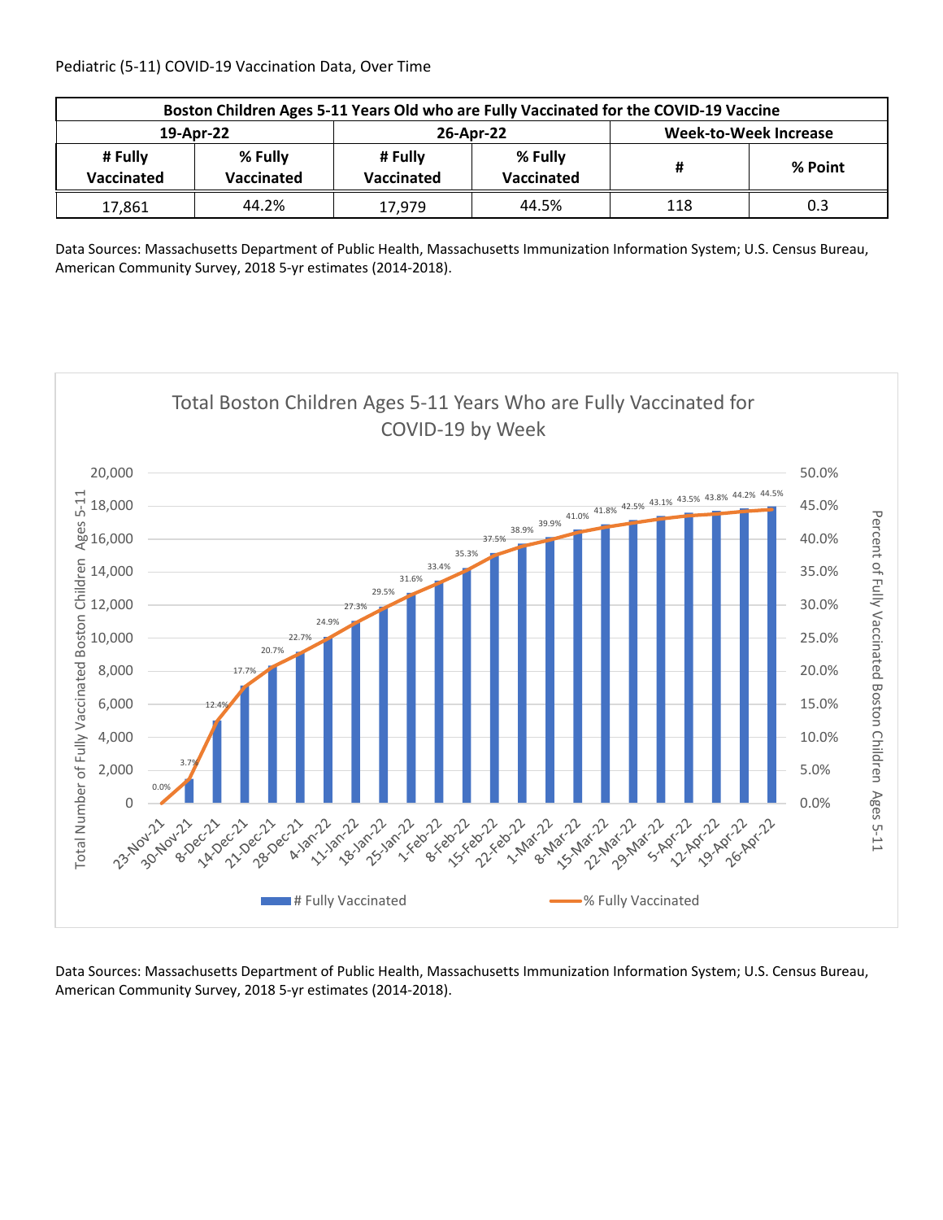Pediatric (5-11) COVID-19 Vaccination Data, Over Time

| Boston Children Ages 5-11 Years Old who are Fully Vaccinated for the COVID-19 Vaccine | | | | | |
|---|---|---|---|---|---|
| 19-Apr-22 | | 26-Apr-22 | | Week-to-Week Increase | |
| # Fully Vaccinated | % Fully Vaccinated | # Fully Vaccinated | % Fully Vaccinated | # | % Point |
| 17,861 | 44.2% | 17,979 | 44.5% | 118 | 0.3 |

Data Sources: Massachusetts Department of Public Health, Massachusetts Immunization Information System; U.S. Census Bureau, American Community Survey, 2018 5-yr estimates (2014-2018).

**Total Boston Children Ages 5-11 Years Who are Fully Vaccinated for COVID-19 by Week**

| Week | % Fully Vaccinated |
|---|---|
| 23-Nov-21 | 0.0% |
| 30-Nov-21 | 3.7% |
| 8-Dec-21 | 12.4% |
| 14-Dec-21 | 17.7% |
| 21-Dec-21 | 20.7% |
| 28-Dec-21 | 22.7% |
| 4-Jan-22 | 24.9% |
| 11-Jan-22 | 27.3% |
| 18-Jan-22 | 29.5% |
| 25-Jan-22 | 31.6% |
| 1-Feb-22 | 33.4% |
| 8-Feb-22 | 35.3% |
| 15-Feb-22 | 37.5% |
| 22-Feb-22 | 38.9% |
| 1-Mar-22 | 39.9% |
| 8-Mar-22 | 41.0% |
| 15-Mar-22 | 41.8% |
| 22-Mar-22 | 42.5% |
| 29-Mar-22 | 43.1% |
| 5-Apr-22 | 43.5% |
| 12-Apr-22 | 43.8% |
| 19-Apr-22 | 44.2% |
| 26-Apr-22 | 44.5% |

Data Sources: Massachusetts Department of Public Health, Massachusetts Immunization Information System; U.S. Census Bureau, American Community Survey, 2018 5-yr estimates (2014-2018).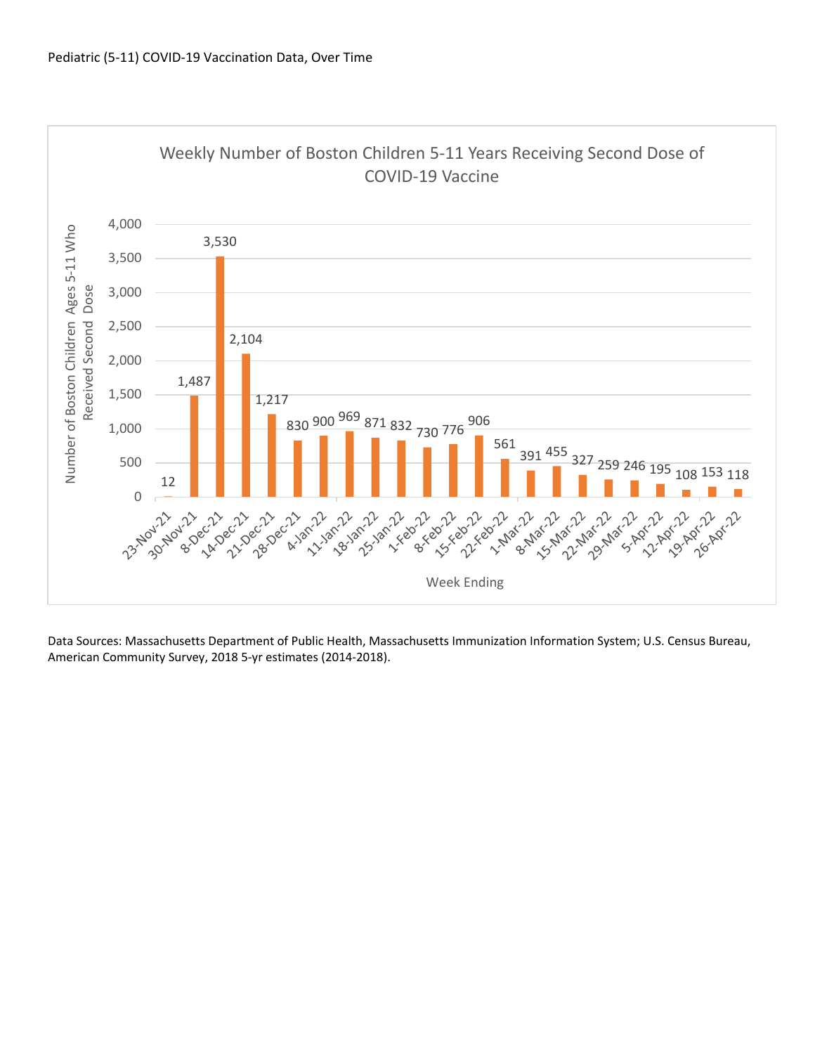Pediatric (5-11) COVID-19 Vaccination Data, Over Time

**Weekly Number of Boston Children 5-11 Years Receiving Second Dose of COVID-19 Vaccine**

| Week Ending | Number of Boston Children Ages 5-11 Who Received Second Dose |
|---|---|
| 23-Nov-21 | 12 |
| 30-Nov-21 | 1,487 |
| 8-Dec-21 | 3,530 |
| 14-Dec-21 | 2,104 |
| 21-Dec-21 | 1,217 |
| 28-Dec-21 | 830 |
| 4-Jan-22 | 900 |
| 11-Jan-22 | 969 |
| 18-Jan-22 | 871 |
| 25-Jan-22 | 832 |
| 1-Feb-22 | 730 |
| 8-Feb-22 | 776 |
| 15-Feb-22 | 906 |
| 22-Feb-22 | 561 |
| 1-Mar-22 | 391 |
| 8-Mar-22 | 455 |
| 15-Mar-22 | 327 |
| 22-Mar-22 | 259 |
| 29-Mar-22 | 246 |
| 5-Apr-22 | 195 |
| 12-Apr-22 | 108 |
| 19-Apr-22 | 153 |
| 26-Apr-22 | 118 |

Data Sources: Massachusetts Department of Public Health, Massachusetts Immunization Information System; U.S. Census Bureau, American Community Survey, 2018 5-yr estimates (2014-2018).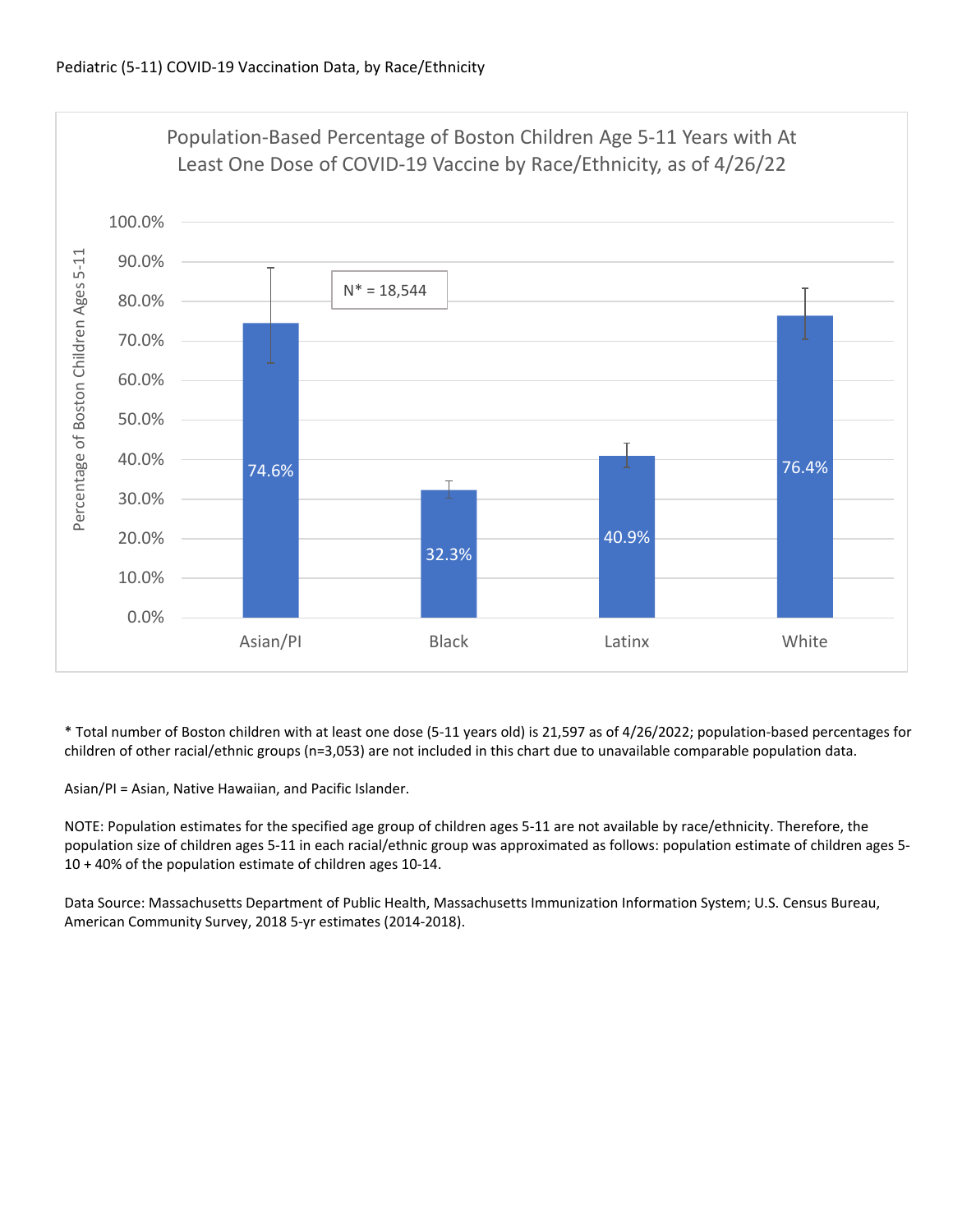Pediatric (5-11) COVID-19 Vaccination Data, by Race/Ethnicity

**Population-Based Percentage of Boston Children Age 5-11 Years with At Least One Dose of COVID-19 Vaccine by Race/Ethnicity, as of 4/26/22**

N* = 18,544

| Race/Ethnicity | Percentage of Boston Children Ages 5-11 |
| --- | --- |
| Asian/PI | 74.6% |
| Black | 32.3% |
| Latinx | 40.9% |
| White | 76.4% |

* Total number of Boston children with at least one dose (5-11 years old) is 21,597 as of 4/26/2022; population-based percentages for children of other racial/ethnic groups (n=3,053) are not included in this chart due to unavailable comparable population data.

Asian/PI = Asian, Native Hawaiian, and Pacific Islander.

NOTE: Population estimates for the specified age group of children ages 5-11 are not available by race/ethnicity. Therefore, the population size of children ages 5-11 in each racial/ethnic group was approximated as follows: population estimate of children ages 5-10 + 40% of the population estimate of children ages 10-14.

Data Source: Massachusetts Department of Public Health, Massachusetts Immunization Information System; U.S. Census Bureau, American Community Survey, 2018 5-yr estimates (2014-2018).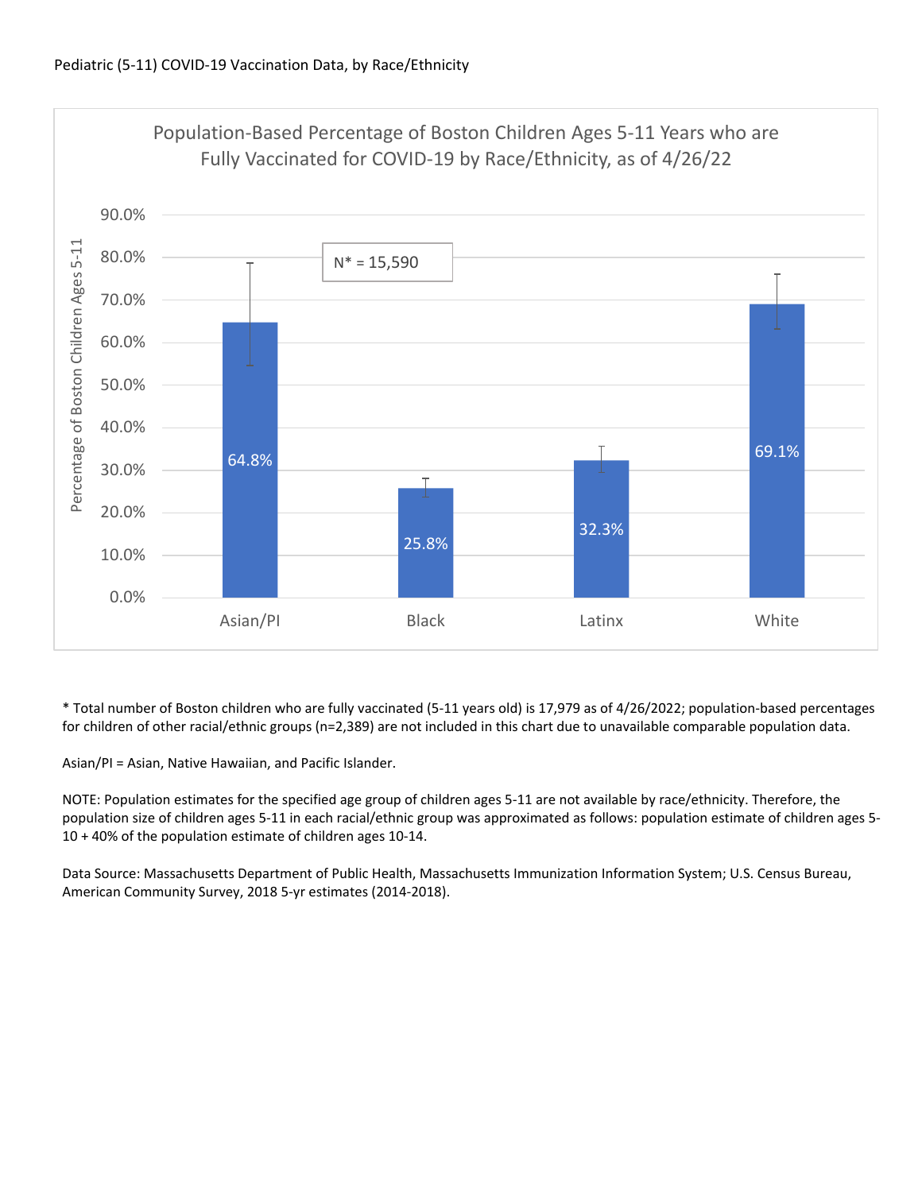Pediatric (5-11) COVID-19 Vaccination Data, by Race/Ethnicity

**Population-Based Percentage of Boston Children Ages 5-11 Years who are Fully Vaccinated for COVID-19 by Race/Ethnicity, as of 4/26/22**

N* = 15,590

| Race/Ethnicity | Percentage of Boston Children Ages 5-11 |
| --- | --- |
| Asian/PI | 64.8% |
| Black | 25.8% |
| Latinx | 32.3% |
| White | 69.1% |

* Total number of Boston children who are fully vaccinated (5-11 years old) is 17,979 as of 4/26/2022; population-based percentages for children of other racial/ethnic groups (n=2,389) are not included in this chart due to unavailable comparable population data.

Asian/PI = Asian, Native Hawaiian, and Pacific Islander.

NOTE: Population estimates for the specified age group of children ages 5-11 are not available by race/ethnicity. Therefore, the population size of children ages 5-11 in each racial/ethnic group was approximated as follows: population estimate of children ages 5-10 + 40% of the population estimate of children ages 10-14.

Data Source: Massachusetts Department of Public Health, Massachusetts Immunization Information System; U.S. Census Bureau, American Community Survey, 2018 5-yr estimates (2014-2018).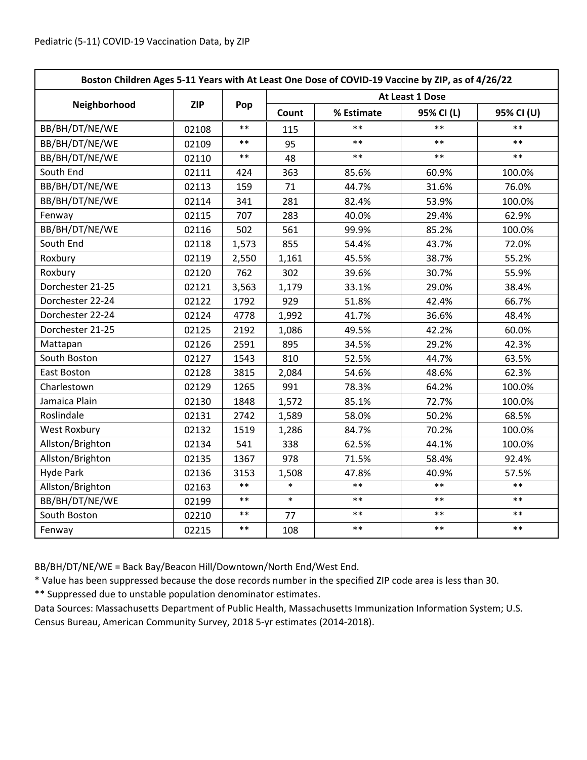Pediatric (5-11) COVID-19 Vaccination Data, by ZIP

| Boston Children Ages 5-11 Years with At Least One Dose of COVID-19 Vaccine by ZIP, as of 4/26/22 | | | | | | |
|---|---|---|---|---|---|---|
| Neighborhood | ZIP | Pop | At Least 1 Dose | | | |
| | | | Count | % Estimate | 95% CI (L) | 95% CI (U) |
| BB/BH/DT/NE/WE | 02108 | ** | 115 | ** | ** | ** |
| BB/BH/DT/NE/WE | 02109 | ** | 95 | ** | ** | ** |
| BB/BH/DT/NE/WE | 02110 | ** | 48 | ** | ** | ** |
| South End | 02111 | 424 | 363 | 85.6% | 60.9% | 100.0% |
| BB/BH/DT/NE/WE | 02113 | 159 | 71 | 44.7% | 31.6% | 76.0% |
| BB/BH/DT/NE/WE | 02114 | 341 | 281 | 82.4% | 53.9% | 100.0% |
| Fenway | 02115 | 707 | 283 | 40.0% | 29.4% | 62.9% |
| BB/BH/DT/NE/WE | 02116 | 502 | 561 | 99.9% | 85.2% | 100.0% |
| South End | 02118 | 1,573 | 855 | 54.4% | 43.7% | 72.0% |
| Roxbury | 02119 | 2,550 | 1,161 | 45.5% | 38.7% | 55.2% |
| Roxbury | 02120 | 762 | 302 | 39.6% | 30.7% | 55.9% |
| Dorchester 21-25 | 02121 | 3,563 | 1,179 | 33.1% | 29.0% | 38.4% |
| Dorchester 22-24 | 02122 | 1792 | 929 | 51.8% | 42.4% | 66.7% |
| Dorchester 22-24 | 02124 | 4778 | 1,992 | 41.7% | 36.6% | 48.4% |
| Dorchester 21-25 | 02125 | 2192 | 1,086 | 49.5% | 42.2% | 60.0% |
| Mattapan | 02126 | 2591 | 895 | 34.5% | 29.2% | 42.3% |
| South Boston | 02127 | 1543 | 810 | 52.5% | 44.7% | 63.5% |
| East Boston | 02128 | 3815 | 2,084 | 54.6% | 48.6% | 62.3% |
| Charlestown | 02129 | 1265 | 991 | 78.3% | 64.2% | 100.0% |
| Jamaica Plain | 02130 | 1848 | 1,572 | 85.1% | 72.7% | 100.0% |
| Roslindale | 02131 | 2742 | 1,589 | 58.0% | 50.2% | 68.5% |
| West Roxbury | 02132 | 1519 | 1,286 | 84.7% | 70.2% | 100.0% |
| Allston/Brighton | 02134 | 541 | 338 | 62.5% | 44.1% | 100.0% |
| Allston/Brighton | 02135 | 1367 | 978 | 71.5% | 58.4% | 92.4% |
| Hyde Park | 02136 | 3153 | 1,508 | 47.8% | 40.9% | 57.5% |
| Allston/Brighton | 02163 | ** | * | ** | ** | ** |
| BB/BH/DT/NE/WE | 02199 | ** | * | ** | ** | ** |
| South Boston | 02210 | ** | 77 | ** | ** | ** |
| Fenway | 02215 | ** | 108 | ** | ** | ** |

BB/BH/DT/NE/WE = Back Bay/Beacon Hill/Downtown/North End/West End.

* Value has been suppressed because the dose records number in the specified ZIP code area is less than 30.

** Suppressed due to unstable population denominator estimates.

Data Sources: Massachusetts Department of Public Health, Massachusetts Immunization Information System; U.S. Census Bureau, American Community Survey, 2018 5-yr estimates (2014-2018).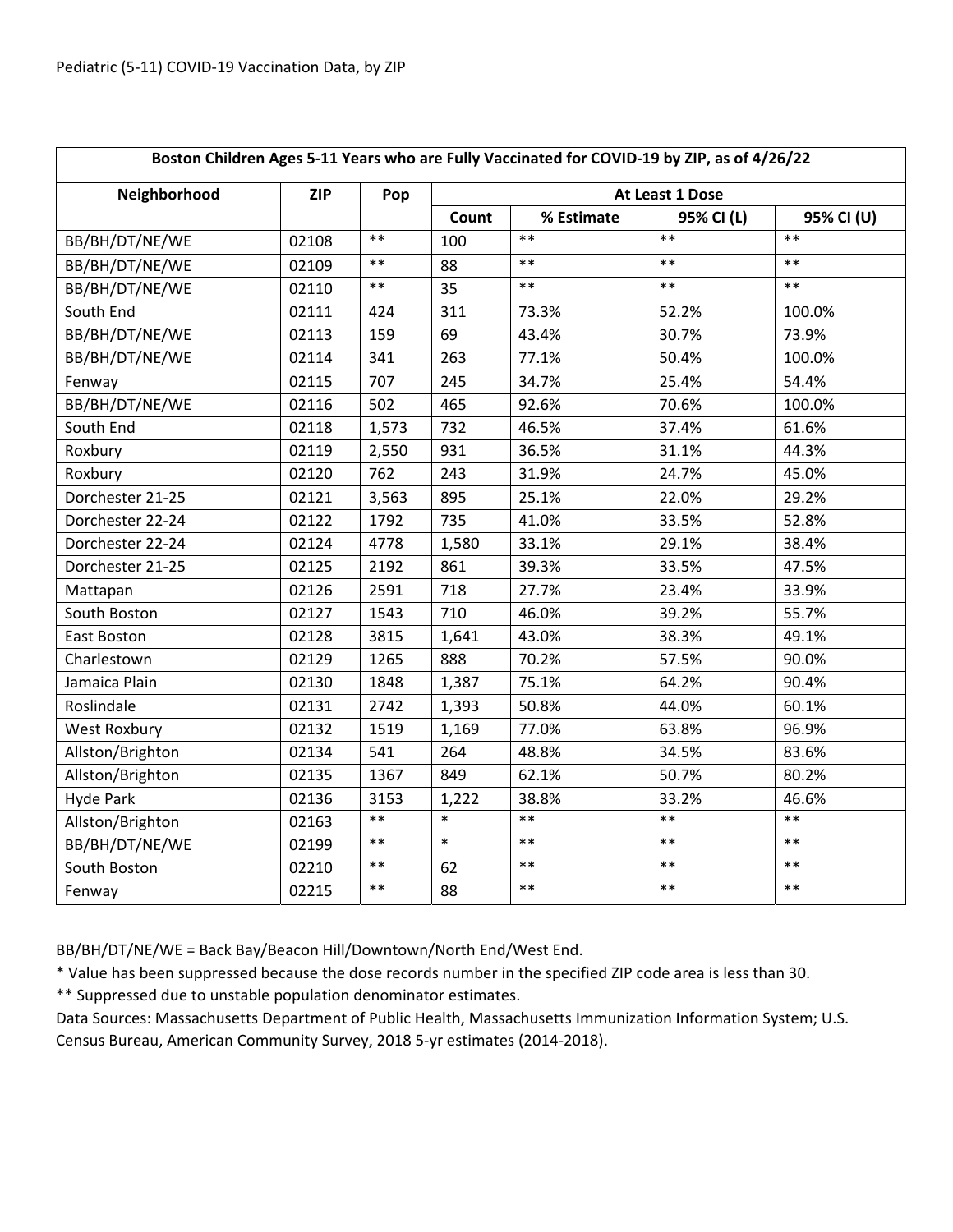Pediatric (5-11) COVID-19 Vaccination Data, by ZIP

| Boston Children Ages 5-11 Years who are Fully Vaccinated for COVID-19 by ZIP, as of 4/26/22 | | | | | | |
|---|---|---|---|---|---|---|
| Neighborhood | ZIP | Pop | At Least 1 Dose | | | |
| | | | Count | % Estimate | 95% CI (L) | 95% CI (U) |
| BB/BH/DT/NE/WE | 02108 | ** | 100 | ** | ** | ** |
| BB/BH/DT/NE/WE | 02109 | ** | 88 | ** | ** | ** |
| BB/BH/DT/NE/WE | 02110 | ** | 35 | ** | ** | ** |
| South End | 02111 | 424 | 311 | 73.3% | 52.2% | 100.0% |
| BB/BH/DT/NE/WE | 02113 | 159 | 69 | 43.4% | 30.7% | 73.9% |
| BB/BH/DT/NE/WE | 02114 | 341 | 263 | 77.1% | 50.4% | 100.0% |
| Fenway | 02115 | 707 | 245 | 34.7% | 25.4% | 54.4% |
| BB/BH/DT/NE/WE | 02116 | 502 | 465 | 92.6% | 70.6% | 100.0% |
| South End | 02118 | 1,573 | 732 | 46.5% | 37.4% | 61.6% |
| Roxbury | 02119 | 2,550 | 931 | 36.5% | 31.1% | 44.3% |
| Roxbury | 02120 | 762 | 243 | 31.9% | 24.7% | 45.0% |
| Dorchester 21-25 | 02121 | 3,563 | 895 | 25.1% | 22.0% | 29.2% |
| Dorchester 22-24 | 02122 | 1792 | 735 | 41.0% | 33.5% | 52.8% |
| Dorchester 22-24 | 02124 | 4778 | 1,580 | 33.1% | 29.1% | 38.4% |
| Dorchester 21-25 | 02125 | 2192 | 861 | 39.3% | 33.5% | 47.5% |
| Mattapan | 02126 | 2591 | 718 | 27.7% | 23.4% | 33.9% |
| South Boston | 02127 | 1543 | 710 | 46.0% | 39.2% | 55.7% |
| East Boston | 02128 | 3815 | 1,641 | 43.0% | 38.3% | 49.1% |
| Charlestown | 02129 | 1265 | 888 | 70.2% | 57.5% | 90.0% |
| Jamaica Plain | 02130 | 1848 | 1,387 | 75.1% | 64.2% | 90.4% |
| Roslindale | 02131 | 2742 | 1,393 | 50.8% | 44.0% | 60.1% |
| West Roxbury | 02132 | 1519 | 1,169 | 77.0% | 63.8% | 96.9% |
| Allston/Brighton | 02134 | 541 | 264 | 48.8% | 34.5% | 83.6% |
| Allston/Brighton | 02135 | 1367 | 849 | 62.1% | 50.7% | 80.2% |
| Hyde Park | 02136 | 3153 | 1,222 | 38.8% | 33.2% | 46.6% |
| Allston/Brighton | 02163 | ** | * | ** | ** | ** |
| BB/BH/DT/NE/WE | 02199 | ** | * | ** | ** | ** |
| South Boston | 02210 | ** | 62 | ** | ** | ** |
| Fenway | 02215 | ** | 88 | ** | ** | ** |

BB/BH/DT/NE/WE = Back Bay/Beacon Hill/Downtown/North End/West End.

* Value has been suppressed because the dose records number in the specified ZIP code area is less than 30.

** Suppressed due to unstable population denominator estimates.

Data Sources: Massachusetts Department of Public Health, Massachusetts Immunization Information System; U.S. Census Bureau, American Community Survey, 2018 5-yr estimates (2014-2018).